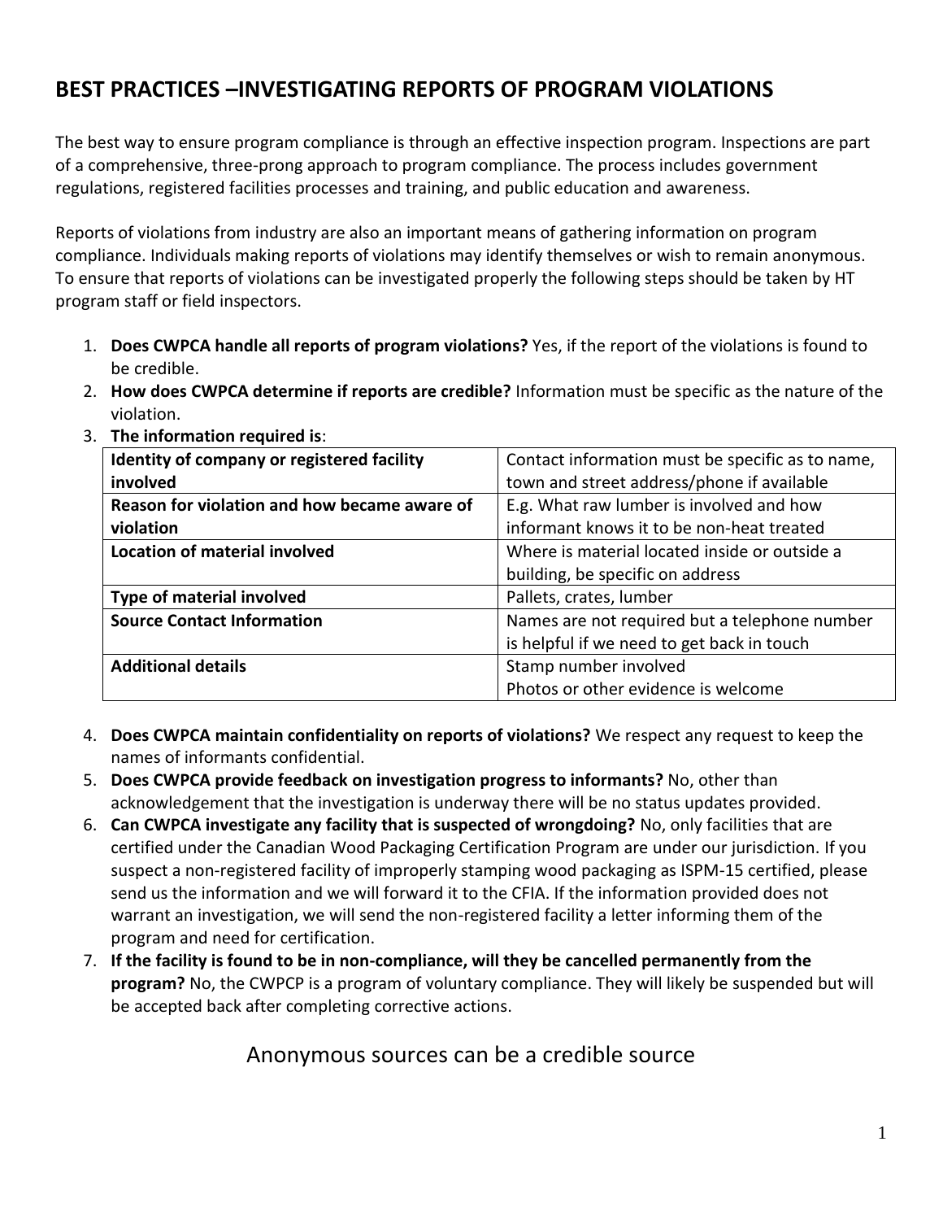# BEST PRACTICES –INVESTIGATING REPORTS OF PROGRAM VIOLATIONS

The best way to ensure program compliance is through an effective inspection program. Inspections are part of a comprehensive, three-prong approach to program compliance. The process includes government regulations, registered facilities processes and training, and public education and awareness.

Reports of violations from industry are also an important means of gathering information on program compliance. Individuals making reports of violations may identify themselves or wish to remain anonymous. To ensure that reports of violations can be investigated properly the following steps should be taken by HT program staff or field inspectors.

1. **Does CWPCA handle all reports of program violations?** Yes, if the report of the violations is found to be credible.
2. **How does CWPCA determine if reports are credible?** Information must be specific as the nature of the violation.
3. **The information required is**:

| **Identity of company or registered facility involved** | Contact information must be specific as to name, town and street address/phone if available |
|---|---|
| **Reason for violation and how became aware of violation** | E.g. What raw lumber is involved and how informant knows it to be non-heat treated |
| **Location of material involved** | Where is material located inside or outside a building, be specific on address |
| **Type of material involved** | Pallets, crates, lumber |
| **Source Contact Information** | Names are not required but a telephone number is helpful if we need to get back in touch |
| **Additional details** | Stamp number involved<br>Photos or other evidence is welcome |

4. **Does CWPCA maintain confidentiality on reports of violations?** We respect any request to keep the names of informants confidential.
5. **Does CWPCA provide feedback on investigation progress to informants?** No, other than acknowledgement that the investigation is underway there will be no status updates provided.
6. **Can CWPCA investigate any facility that is suspected of wrongdoing?** No, only facilities that are certified under the Canadian Wood Packaging Certification Program are under our jurisdiction. If you suspect a non-registered facility of improperly stamping wood packaging as ISPM-15 certified, please send us the information and we will forward it to the CFIA. If the information provided does not warrant an investigation, we will send the non-registered facility a letter informing them of the program and need for certification.
7. **If the facility is found to be in non-compliance, will they be cancelled permanently from the program?** No, the CWPCP is a program of voluntary compliance. They will likely be suspended but will be accepted back after completing corrective actions.

## Anonymous sources can be a credible source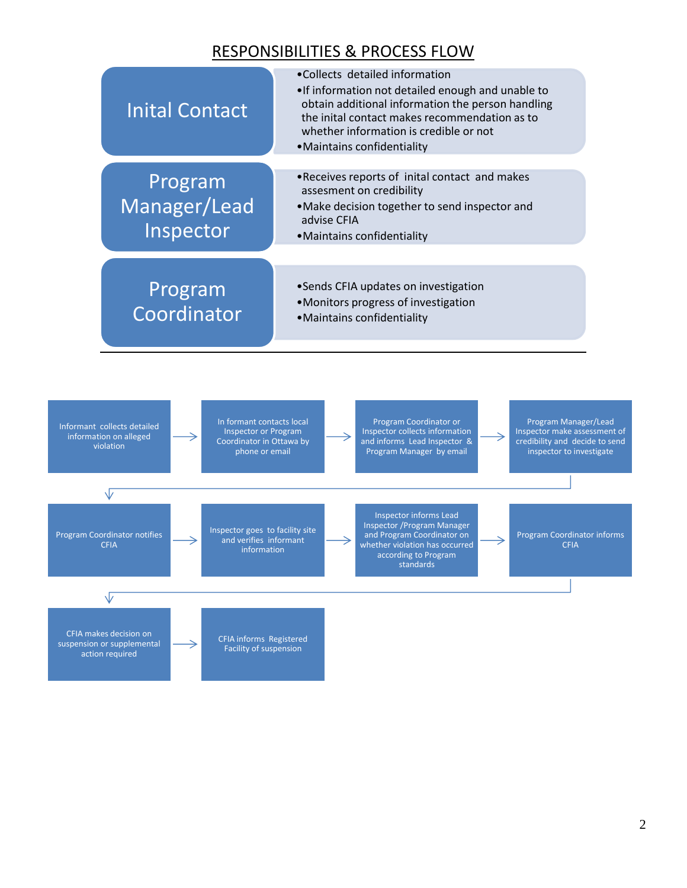## RESPONSIBILITIES & PROCESS FLOW

### Inital Contact

- Collects detailed information
- If information not detailed enough and unable to obtain additional information the person handling the inital contact makes recommendation as to whether information is credible or not
- Maintains confidentiality

### Program Manager/Lead Inspector

- Receives reports of inital contact and makes assesment on credibility
- Make decision together to send inspector and advise CFIA
- Maintains confidentiality

### Program Coordinator

- Sends CFIA updates on investigation
- Monitors progress of investigation
- Maintains confidentiality

---

Informant collects detailed information on alleged violation

→ In formant contacts local Inspector or Program Coordinator in Ottawa by phone or email

→ Program Coordinator or Inspector collects information and informs Lead Inspector & Program Manager by email

→ Program Manager/Lead Inspector make assessment of credibility and decide to send inspector to investigate

→ Program Coordinator notifies CFIA

→ Inspector goes to facility site and verifies informant information

→ Inspector informs Lead Inspector /Program Manager and Program Coordinator on whether violation has occurred according to Program standards

→ Program Coordinator informs CFIA

→ CFIA makes decision on suspension or supplemental action required

→ CFIA informs Registered Facility of suspension